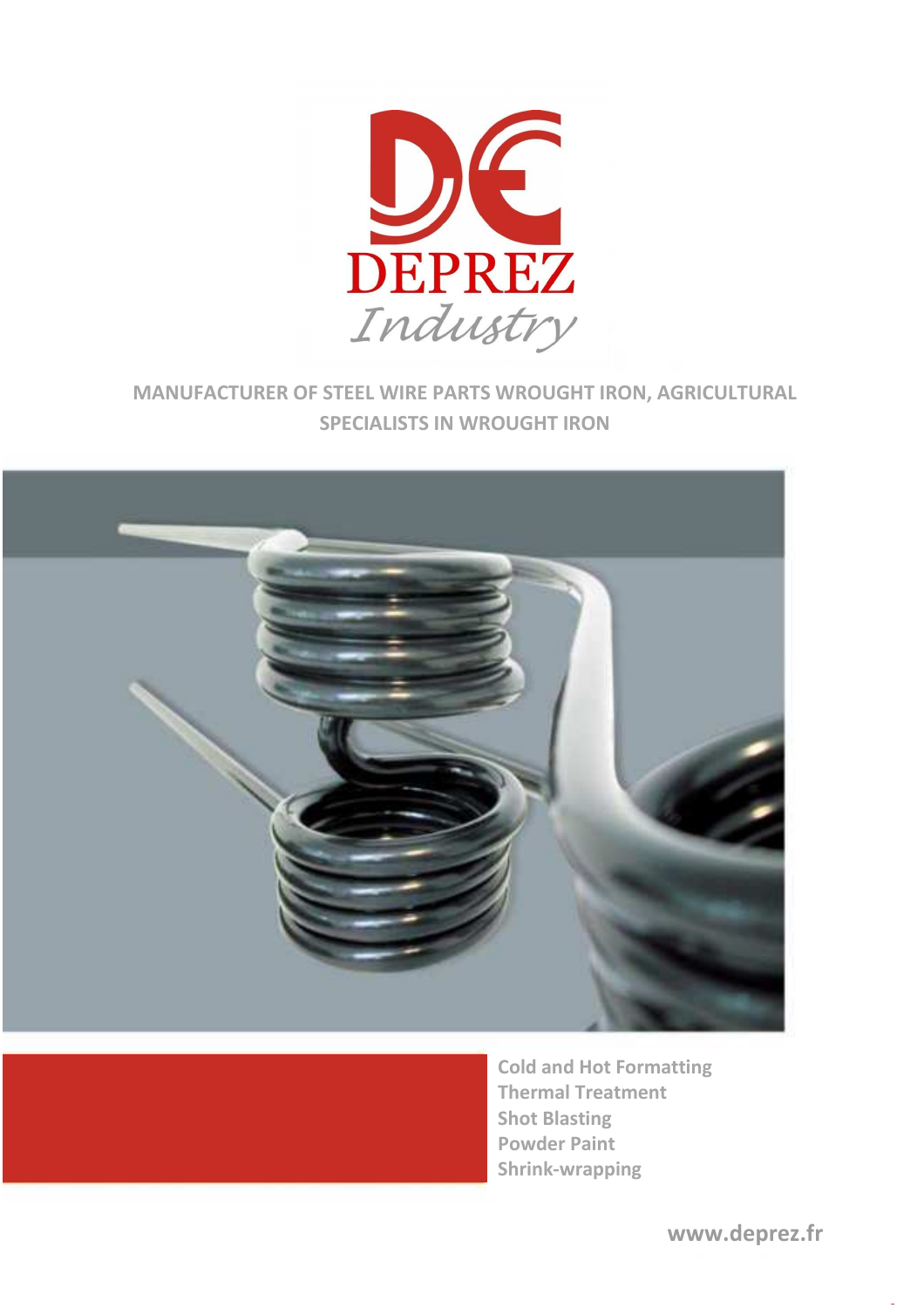# DEPREZ

*Industry*

**MANUFACTURER OF STEEL WIRE PARTS WROUGHT IRON, AGRICULTURAL**

**SPECIALISTS IN WROUGHT IRON**

**Cold and Hot Formatting**
**Thermal Treatment**
**Shot Blasting**
**Powder Paint**
**Shrink-wrapping**

**www.deprez.fr**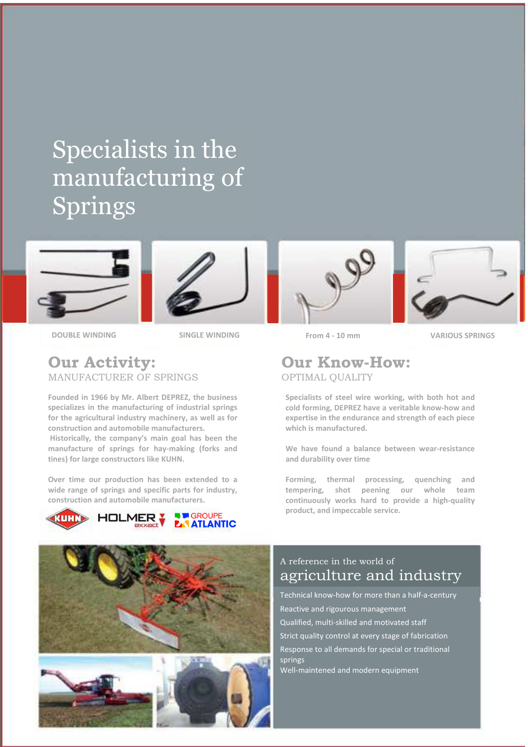# Specialists in the manufacturing of Springs

DOUBLE WINDING

SINGLE WINDING

From 4 - 10 mm

VARIOUS SPRINGS

## Our Activity:

MANUFACTURER OF SPRINGS

**Founded in 1966 by Mr. Albert DEPREZ, the business specializes in the manufacturing of industrial springs for the agricultural industry machinery, as well as for construction and automobile manufacturers.**
**Historically, the company's main goal has been the manufacture of springs for hay-making (forks and tines) for large constructors like KUHN.**

**Over time our production has been extended to a wide range of springs and specific parts for industry, construction and automobile manufacturers.**

KUHN HOLMER exxact GROUPE ATLANTIC

## Our Know-How:

OPTIMAL QUALITY

**Specialists of steel wire working, with both hot and cold forming, DEPREZ have a veritable know-how and expertise in the endurance and strength of each piece which is manufactured.**

**We have found a balance between wear-resistance and durability over time**

**Forming, thermal processing, quenching and tempering, shot peening our whole team continuously works hard to provide a high-quality product, and impeccable service.**

## A reference in the world of agriculture and industry

- Technical know-how for more than a half-a-century
- Reactive and rigourous management
- Qualified, multi-skilled and motivated staff
- Strict quality control at every stage of fabrication
- Response to all demands for special or traditional springs
- Well-maintened and modern equipment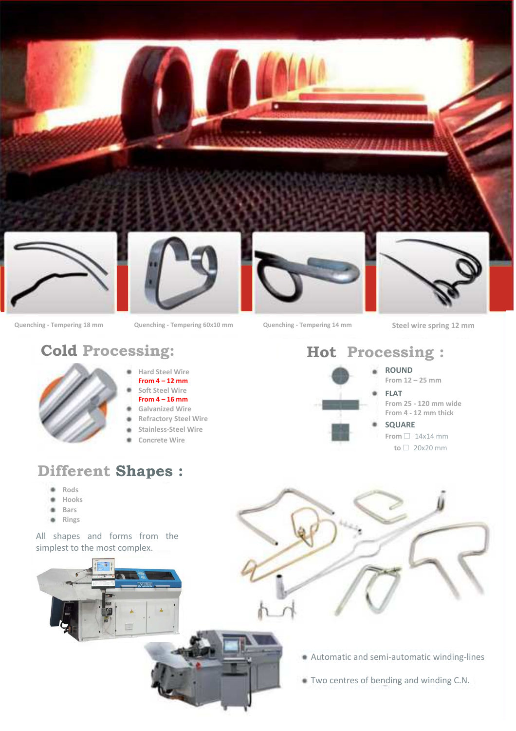Quenching - Tempering 18 mm

Quenching - Tempering 60x10 mm

Quenching - Tempering 14 mm

Steel wire spring 12 mm

## Cold Processing:

- Hard Steel Wire
  From 4 – 12 mm
- Soft Steel Wire
  From 4 – 16 mm
- Galvanized Wire
- Refractory Steel Wire
- Stainless-Steel Wire
- Concrete Wire

## Hot Processing :

- **ROUND**
  From 12 – 25 mm
- **FLAT**
  From 25 - 120 mm wide
  From 4 - 12 mm thick
- **SQUARE**
  From □ 14x14 mm
  to □ 20x20 mm

## Different Shapes :

- Rods
- Hooks
- Bars
- Rings

All shapes and forms from the simplest to the most complex.

- Automatic and semi-automatic winding-lines
- Two centres of bending and winding C.N.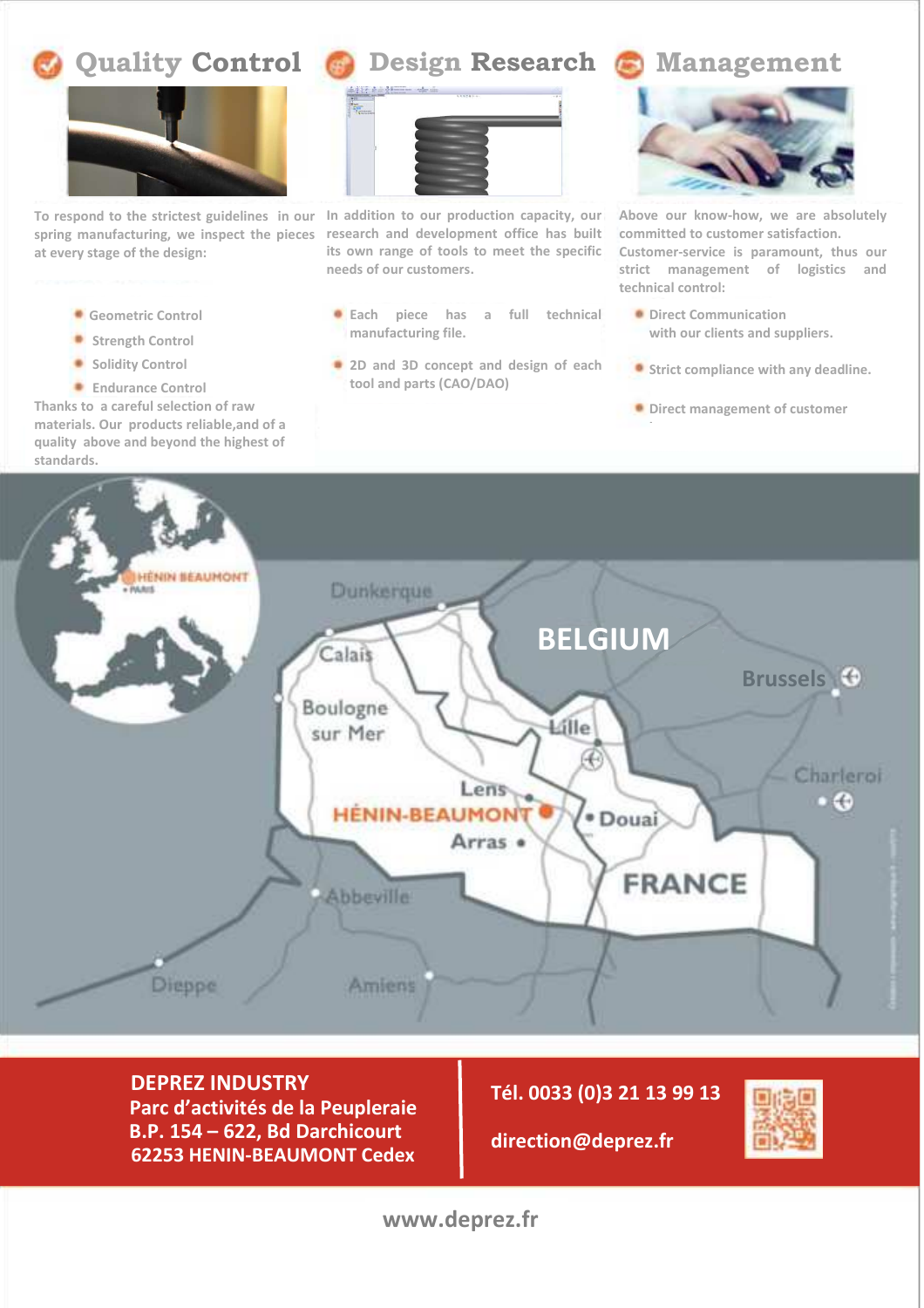## Quality Control

To respond to the strictest guidelines in our spring manufacturing, we inspect the pieces at every stage of the design:

- Geometric Control
- Strength Control
- Solidity Control
- Endurance Control

Thanks to a careful selection of raw materials. Our products reliable,and of a quality above and beyond the highest of standards.

## Design Research

In addition to our production capacity, our research and development office has built its own range of tools to meet the specific needs of our customers.

- Each piece has a full technical manufacturing file.
- 2D and 3D concept and design of each tool and parts (CAO/DAO)

## Management

Above our know-how, we are absolutely committed to customer satisfaction. Customer-service is paramount, thus our strict management of logistics and technical control:

- Direct Communication with our clients and suppliers.
- Strict compliance with any deadline.
- Direct management of customer

HÉNIN BEAUMONT
PARIS

Dunkerque
Calais
Boulogne sur Mer
BELGIUM
Brussels
Lille
Charleroi
Lens
HÉNIN-BEAUMONT
Douai
Arras
FRANCE
Abbeville
Dieppe
Amiens

**DEPREZ INDUSTRY**
**Parc d'activités de la Peupleraie**
**B.P. 154 – 622, Bd Darchicourt**
**62253 HENIN-BEAUMONT Cedex**

**Tél. 0033 (0)3 21 13 99 13**

**direction@deprez.fr**

**www.deprez.fr**